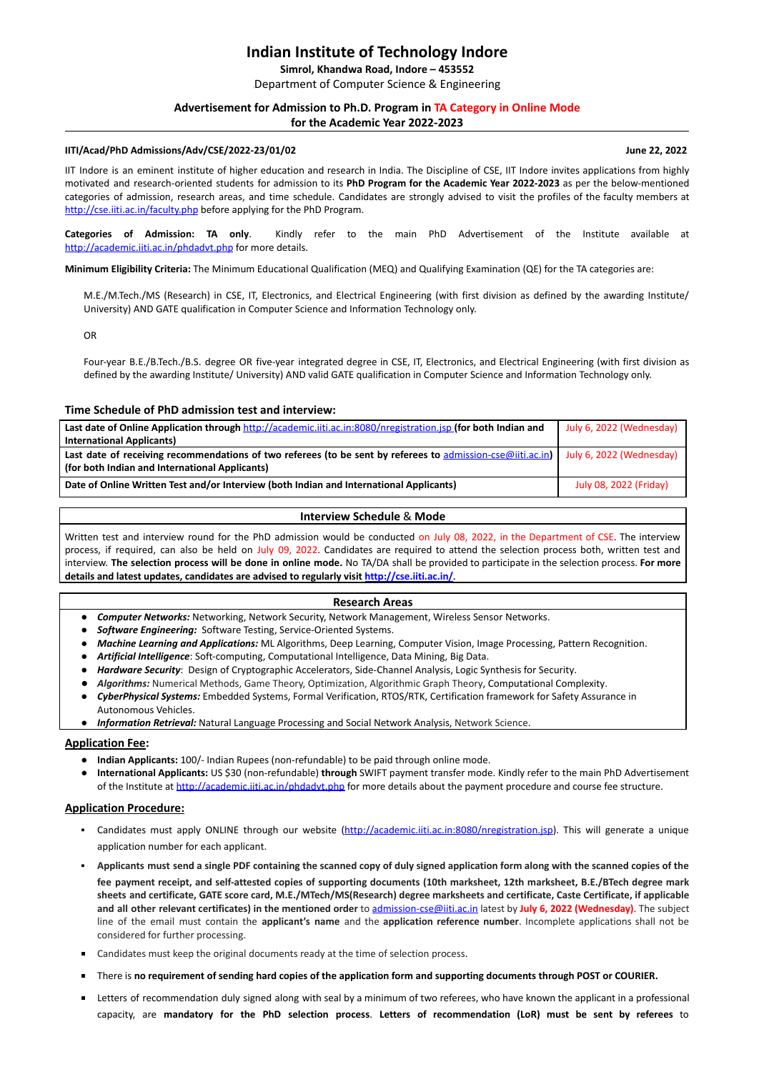# Indian Institute of Technology Indore

**Simrol, Khandwa Road, Indore – 453552**

Department of Computer Science & Engineering

## Advertisement for Admission to Ph.D. Program in TA Category in Online Mode for the Academic Year 2022-2023

**IITI/Acad/PhD Admissions/Adv/CSE/2022-23/01/02** **June 22, 2022**

IIT Indore is an eminent institute of higher education and research in India. The Discipline of CSE, IIT Indore invites applications from highly motivated and research-oriented students for admission to its **PhD Program for the Academic Year 2022-2023** as per the below-mentioned categories of admission, research areas, and time schedule. Candidates are strongly advised to visit the profiles of the faculty members at http://cse.iiti.ac.in/faculty.php before applying for the PhD Program.

**Categories of Admission: TA only**. Kindly refer to the main PhD Advertisement of the Institute available at http://academic.iiti.ac.in/phdadvt.php for more details.

**Minimum Eligibility Criteria:** The Minimum Educational Qualification (MEQ) and Qualifying Examination (QE) for the TA categories are:

M.E./M.Tech./MS (Research) in CSE, IT, Electronics, and Electrical Engineering (with first division as defined by the awarding Institute/ University) AND GATE qualification in Computer Science and Information Technology only.

OR

Four-year B.E./B.Tech./B.S. degree OR five-year integrated degree in CSE, IT, Electronics, and Electrical Engineering (with first division as defined by the awarding Institute/ University) AND valid GATE qualification in Computer Science and Information Technology only.

### Time Schedule of PhD admission test and interview:

| | |
|---|---|
| **Last date of Online Application through** http://academic.iiti.ac.in:8080/nregistration.jsp **(for both Indian and International Applicants)** | July 6, 2022 (Wednesday) |
| **Last date of receiving recommendations of two referees (to be sent by referees to** admission-cse@iiti.ac.in**) (for both Indian and International Applicants)** | July 6, 2022 (Wednesday) |
| **Date of Online Written Test and/or Interview (both Indian and International Applicants)** | July 08, 2022 (Friday) |

### Interview Schedule & Mode

Written test and interview round for the PhD admission would be conducted on July 08, 2022, in the Department of CSE. The interview process, if required, can also be held on July 09, 2022. Candidates are required to attend the selection process both, written test and interview. **The selection process will be done in online mode.** No TA/DA shall be provided to participate in the selection process. **For more details and latest updates, candidates are advised to regularly visit http://cse.iiti.ac.in/.**

### Research Areas

- ***Computer Networks:*** Networking, Network Security, Network Management, Wireless Sensor Networks.
- ***Software Engineering:*** Software Testing, Service-Oriented Systems.
- ***Machine Learning and Applications:*** ML Algorithms, Deep Learning, Computer Vision, Image Processing, Pattern Recognition.
- ***Artificial Intelligence***: Soft-computing, Computational Intelligence, Data Mining, Big Data.
- ***Hardware Security***: Design of Cryptographic Accelerators, Side-Channel Analysis, Logic Synthesis for Security.
- ***Algorithms:*** Numerical Methods, Game Theory, Optimization, Algorithmic Graph Theory, Computational Complexity.
- ***CyberPhysical Systems:*** Embedded Systems, Formal Verification, RTOS/RTK, Certification framework for Safety Assurance in Autonomous Vehicles.
- ***Information Retrieval:*** Natural Language Processing and Social Network Analysis, Network Science.

### Application Fee:

- **Indian Applicants:** 100/- Indian Rupees (non-refundable) to be paid through online mode.
- **International Applicants:** US $30 (non-refundable) **through** SWIFT payment transfer mode. Kindly refer to the main PhD Advertisement of the Institute at http://academic.iiti.ac.in/phdadvt.php for more details about the payment procedure and course fee structure.

### Application Procedure:

- Candidates must apply ONLINE through our website (http://academic.iiti.ac.in:8080/nregistration.jsp). This will generate a unique application number for each applicant.
- **Applicants must send a single PDF containing the scanned copy of duly signed application form along with the scanned copies of the fee payment receipt, and self-attested copies of supporting documents (10th marksheet, 12th marksheet, B.E./BTech degree mark sheets and certificate, GATE score card, M.E./MTech/MS(Research) degree marksheets and certificate, Caste Certificate, if applicable and all other relevant certificates) in the mentioned order** to admission-cse@iiti.ac.in latest by **July 6, 2022 (Wednesday)**. The subject line of the email must contain the **applicant's name** and the **application reference number**. Incomplete applications shall not be considered for further processing.
- Candidates must keep the original documents ready at the time of selection process.
- There is **no requirement of sending hard copies of the application form and supporting documents through POST or COURIER.**
- Letters of recommendation duly signed along with seal by a minimum of two referees, who have known the applicant in a professional capacity, are **mandatory for the PhD selection process**. **Letters of recommendation (LoR) must be sent by referees** to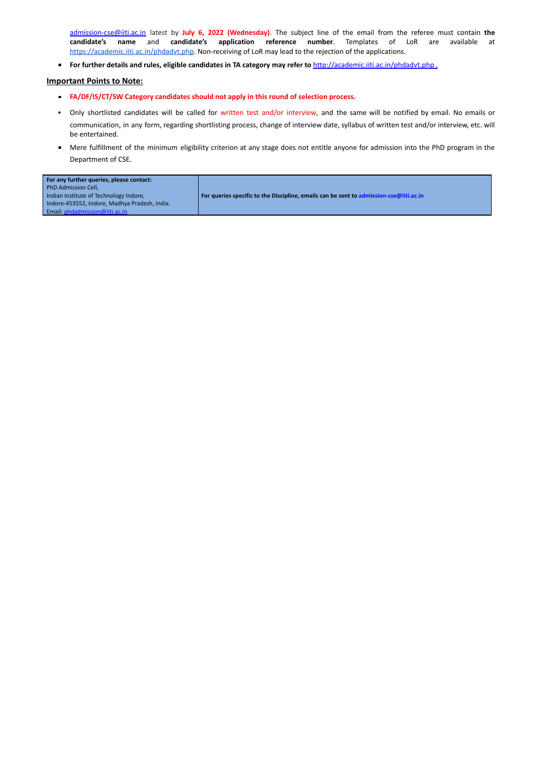admission-cse@iiti.ac.in latest by **July 6, 2022 (Wednesday)**. The subject line of the email from the referee must contain **the candidate's name** and **candidate's application reference number**. Templates of LoR are available at https://academic.iiti.ac.in/phdadvt.php. Non-receiving of LoR may lead to the rejection of the applications.

- **For further details and rules, eligible candidates in TA category may refer to** http://academic.iiti.ac.in/phdadvt.php .

**Important Points to Note:**

- **FA/DF/IS/CT/SW Category candidates should not apply in this round of selection process.**
- Only shortlisted candidates will be called for written test and/or interview, and the same will be notified by email. No emails or communication, in any form, regarding shortlisting process, change of interview date, syllabus of written test and/or interview, etc. will be entertained.
- Mere fulfillment of the minimum eligibility criterion at any stage does not entitle anyone for admission into the PhD program in the Department of CSE.

| | |
|---|---|
| **For any further queries, please contact:**<br>PhD Admission Cell,<br>Indian Institute of Technology Indore,<br>Indore-453552, Indore, Madhya Pradesh, India.<br>Email: phdadmission@iiti.ac.in. | **For queries specific to the Discipline, emails can be sent to admission-cse@iiti.ac.in** |